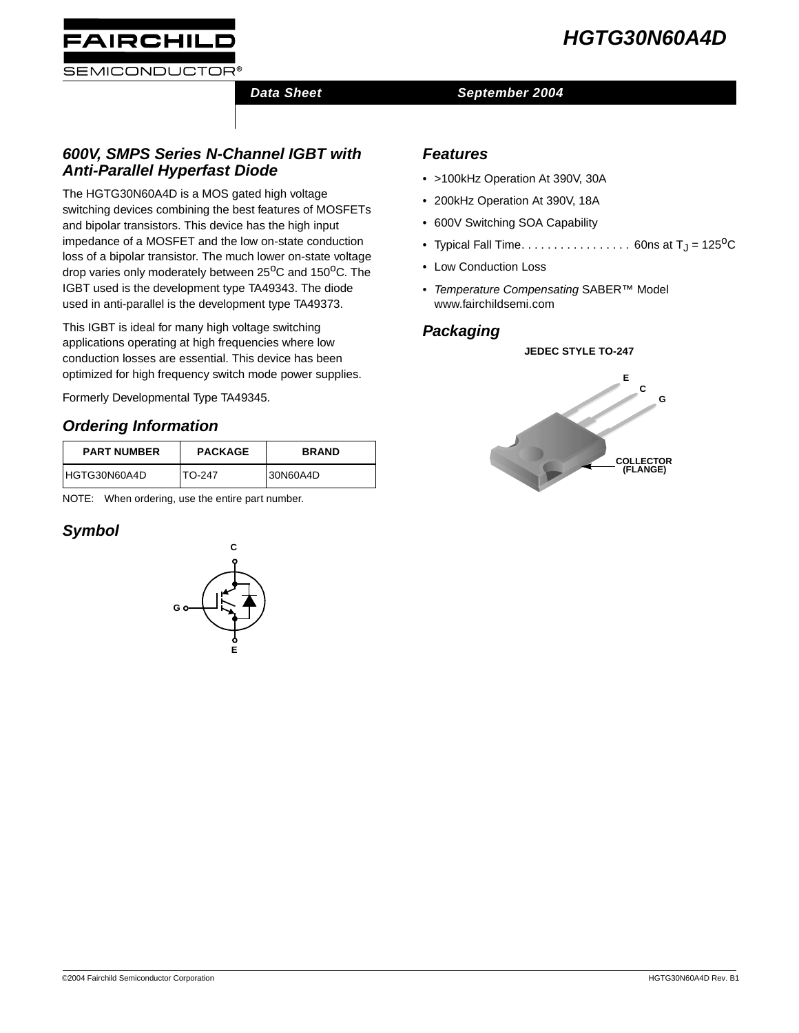# HGTG30N60A4D

Data Sheet — September 2004

## 600V, SMPS Series N-Channel IGBT with Anti-Parallel Hyperfast Diode

The HGTG30N60A4D is a MOS gated high voltage switching devices combining the best features of MOSFETs and bipolar transistors. This device has the high input impedance of a MOSFET and the low on-state conduction loss of a bipolar transistor. The much lower on-state voltage drop varies only moderately between 25°C and 150°C. The IGBT used is the development type TA49343. The diode used in anti-parallel is the development type TA49373.

This IGBT is ideal for many high voltage switching applications operating at high frequencies where low conduction losses are essential. This device has been optimized for high frequency switch mode power supplies.

Formerly Developmental Type TA49345.

## Ordering Information

| PART NUMBER | PACKAGE | BRAND |
|---|---|---|
| HGTG30N60A4D | TO-247 | 30N60A4D |

NOTE: When ordering, use the entire part number.

## Symbol

C

G

E

## Features

- >100kHz Operation At 390V, 30A
- 200kHz Operation At 390V, 18A
- 600V Switching SOA Capability
- Typical Fall Time. . . . . . . . . . . . . . . . . 60ns at $T_J$ = 125°C
- Low Conduction Loss
- *Temperature Compensating* SABER™ Model www.fairchildsemi.com

## Packaging

JEDEC STYLE TO-247

E C G

COLLECTOR (FLANGE)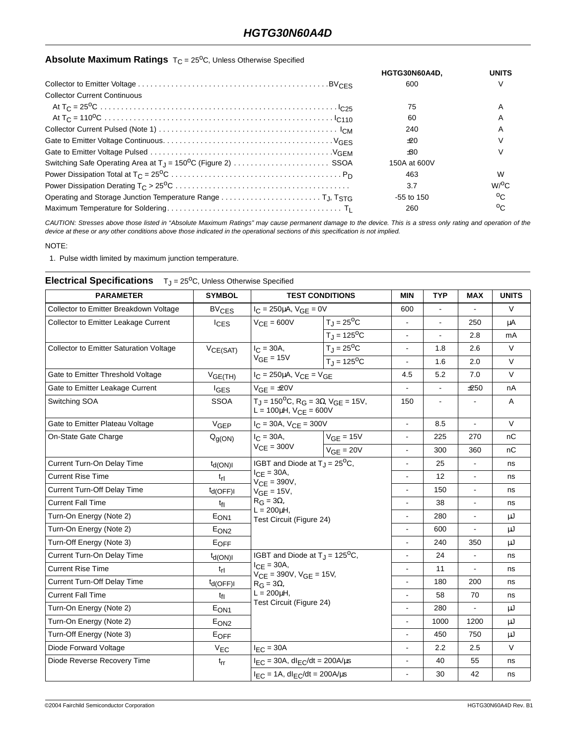## Absolute Maximum Ratings $T_C = 25^oC$, Unless Otherwise Specified

| | HGTG30N60A4D, | UNITS |
|---|---|---|
| Collector to Emitter Voltage . . . . . . $BV_{CES}$ | 600 | V |
| Collector Current Continuous | | |
| At $T_C = 25^oC$ . . . . . . $I_{C25}$ | 75 | A |
| At $T_C = 110^oC$ . . . . . . $I_{C110}$ | 60 | A |
| Collector Current Pulsed (Note 1) . . . . . . $I_{CM}$ | 240 | A |
| Gate to Emitter Voltage Continuous. . . . . . $V_{GES}$ | ±20 | V |
| Gate to Emitter Voltage Pulsed . . . . . . $V_{GEM}$ | ±30 | V |
| Switching Safe Operating Area at $T_J = 150^oC$ (Figure 2) . . . . . . SSOA | 150A at 600V | |
| Power Dissipation Total at $T_C = 25^oC$ . . . . . . $P_D$ | 463 | W |
| Power Dissipation Derating $T_C > 25^oC$ . . . . . . | 3.7 | $W/^oC$ |
| Operating and Storage Junction Temperature Range . . . . . . $T_J$, $T_{STG}$ | -55 to 150 | $^oC$ |
| Maximum Temperature for Soldering. . . . . . $T_L$ | 260 | $^oC$ |

*CAUTION: Stresses above those listed in "Absolute Maximum Ratings" may cause permanent damage to the device. This is a stress only rating and operation of the device at these or any other conditions above those indicated in the operational sections of this specification is not implied.*

NOTE:

1. Pulse width limited by maximum junction temperature.

## Electrical Specifications $T_J = 25^oC$, Unless Otherwise Specified

| PARAMETER | SYMBOL | TEST CONDITIONS | | MIN | TYP | MAX | UNITS |
|---|---|---|---|---|---|---|---|
| Collector to Emitter Breakdown Voltage | $BV_{CES}$ | $I_C = 250\mu A$, $V_{GE} = 0V$ | | 600 | - | - | V |
| Collector to Emitter Leakage Current | $I_{CES}$ | $V_{CE} = 600V$ | $T_J = 25^oC$ | - | - | 250 | µA |
| | | | $T_J = 125^oC$ | - | - | 2.8 | mA |
| Collector to Emitter Saturation Voltage | $V_{CE(SAT)}$ | $I_C = 30A$, $V_{GE} = 15V$ | $T_J = 25^oC$ | - | 1.8 | 2.6 | V |
| | | | $T_J = 125^oC$ | - | 1.6 | 2.0 | V |
| Gate to Emitter Threshold Voltage | $V_{GE(TH)}$ | $I_C = 250\mu A$, $V_{CE} = V_{GE}$ | | 4.5 | 5.2 | 7.0 | V |
| Gate to Emitter Leakage Current | $I_{GES}$ | $V_{GE} = \pm 20V$ | | - | - | ±250 | nA |
| Switching SOA | SSOA | $T_J = 150^oC$, $R_G = 3\Omega$, $V_{GE} = 15V$, $L = 100\mu H$, $V_{CE} = 600V$ | | 150 | - | - | A |
| Gate to Emitter Plateau Voltage | $V_{GEP}$ | $I_C = 30A$, $V_{CE} = 300V$ | | - | 8.5 | - | V |
| On-State Gate Charge | $Q_{g(ON)}$ | $I_C = 30A$, $V_{CE} = 300V$ | $V_{GE} = 15V$ | - | 225 | 270 | nC |
| | | | $V_{GE} = 20V$ | - | 300 | 360 | nC |
| Current Turn-On Delay Time | $t_{d(ON)I}$ | IGBT and Diode at $T_J = 25^oC$, $I_{CE} = 30A$, $V_{CE} = 390V$, $V_{GE} = 15V$, $R_G = 3\Omega$, $L = 200\mu H$, Test Circuit (Figure 24) | | - | 25 | - | ns |
| Current Rise Time | $t_{rI}$ | | | - | 12 | - | ns |
| Current Turn-Off Delay Time | $t_{d(OFF)I}$ | | | - | 150 | - | ns |
| Current Fall Time | $t_{fI}$ | | | - | 38 | - | ns |
| Turn-On Energy (Note 2) | $E_{ON1}$ | | | - | 280 | - | µJ |
| Turn-On Energy (Note 2) | $E_{ON2}$ | | | - | 600 | - | µJ |
| Turn-Off Energy (Note 3) | $E_{OFF}$ | | | - | 240 | 350 | µJ |
| Current Turn-On Delay Time | $t_{d(ON)I}$ | IGBT and Diode at $T_J = 125^oC$, $I_{CE} = 30A$, $V_{CE} = 390V$, $V_{GE} = 15V$, $R_G = 3\Omega$, $L = 200\mu H$, Test Circuit (Figure 24) | | - | 24 | - | ns |
| Current Rise Time | $t_{rI}$ | | | - | 11 | - | ns |
| Current Turn-Off Delay Time | $t_{d(OFF)I}$ | | | - | 180 | 200 | ns |
| Current Fall Time | $t_{fI}$ | | | - | 58 | 70 | ns |
| Turn-On Energy (Note 2) | $E_{ON1}$ | | | - | 280 | - | µJ |
| Turn-On Energy (Note 2) | $E_{ON2}$ | | | - | 1000 | 1200 | µJ |
| Turn-Off Energy (Note 3) | $E_{OFF}$ | | | - | 450 | 750 | µJ |
| Diode Forward Voltage | $V_{EC}$ | $I_{EC} = 30A$ | | - | 2.2 | 2.5 | V |
| Diode Reverse Recovery Time | $t_{rr}$ | $I_{EC} = 30A$, $dI_{EC}/dt = 200A/\mu s$ | | - | 40 | 55 | ns |
| | | $I_{EC} = 1A$, $dI_{EC}/dt = 200A/\mu s$ | | - | 30 | 42 | ns |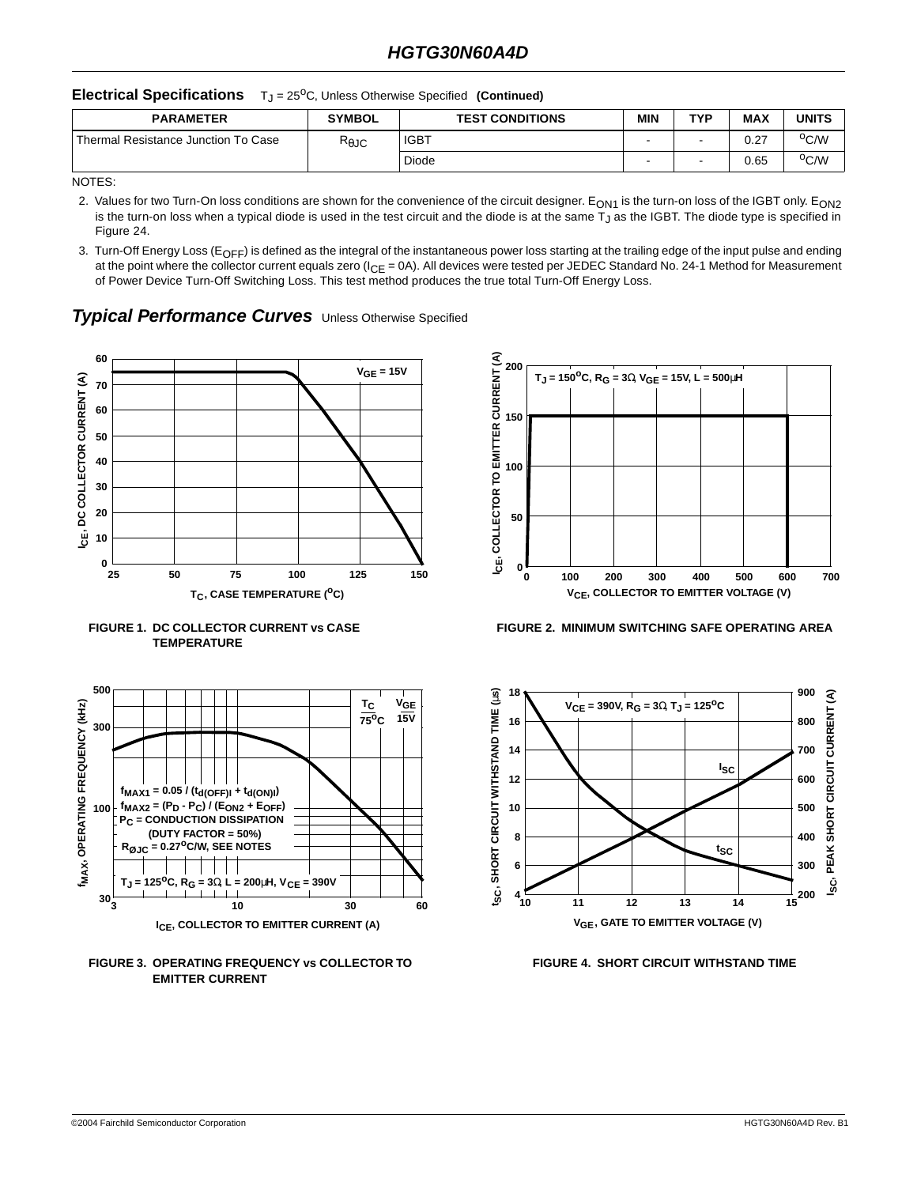## Electrical Specifications $T_J = 25^oC$, Unless Otherwise Specified **(Continued)**

| PARAMETER | SYMBOL | TEST CONDITIONS | MIN | TYP | MAX | UNITS |
|---|---|---|---|---|---|---|
| Thermal Resistance Junction To Case | $R_{\theta JC}$ | IGBT | - | - | 0.27 | $^oC/W$ |
| | | Diode | - | - | 0.65 | $^oC/W$ |

NOTES:

2. Values for two Turn-On loss conditions are shown for the convenience of the circuit designer. $E_{ON1}$ is the turn-on loss of the IGBT only. $E_{ON2}$ is the turn-on loss when a typical diode is used in the test circuit and the diode is at the same $T_J$ as the IGBT. The diode type is specified in Figure 24.
3. Turn-Off Energy Loss ($E_{OFF}$) is defined as the integral of the instantaneous power loss starting at the trailing edge of the input pulse and ending at the point where the collector current equals zero ($I_{CE} = 0A$). All devices were tested per JEDEC Standard No. 24-1 Method for Measurement of Power Device Turn-Off Switching Loss. This test method produces the true total Turn-Off Energy Loss.

## *Typical Performance Curves* Unless Otherwise Specified

FIGURE 1. DC COLLECTOR CURRENT vs CASE TEMPERATURE

FIGURE 2. MINIMUM SWITCHING SAFE OPERATING AREA

FIGURE 3. OPERATING FREQUENCY vs COLLECTOR TO EMITTER CURRENT

FIGURE 4. SHORT CIRCUIT WITHSTAND TIME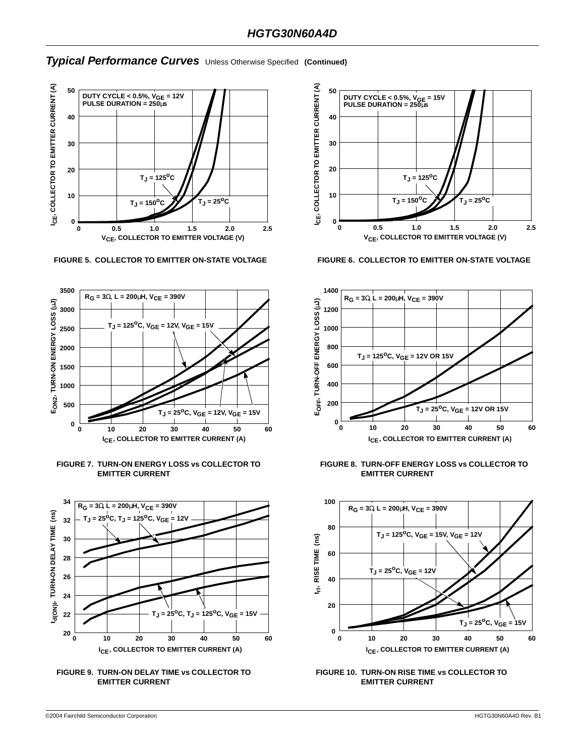## *Typical Performance Curves* Unless Otherwise Specified **(Continued)**

DUTY CYCLE < 0.5%, $V_{GE}$ = 12V
PULSE DURATION = 250μs

$T_J$ = 125°C, $T_J$ = 150°C, $T_J$ = 25°C

$I_{CE}$, COLLECTOR TO EMITTER CURRENT (A)

$V_{CE}$, COLLECTOR TO EMITTER VOLTAGE (V)

**FIGURE 5. COLLECTOR TO EMITTER ON-STATE VOLTAGE**

DUTY CYCLE < 0.5%, $V_{GE}$ = 15V
PULSE DURATION = 250μs

$T_J$ = 125°C, $T_J$ = 150°C, $T_J$ = 25°C

$I_{CE}$, COLLECTOR TO EMITTER CURRENT (A)

$V_{CE}$, COLLECTOR TO EMITTER VOLTAGE (V)

**FIGURE 6. COLLECTOR TO EMITTER ON-STATE VOLTAGE**

$R_G$ = 3Ω, L = 200μH, $V_{CE}$ = 390V

$T_J$ = 125°C, $V_{GE}$ = 12V, $V_{GE}$ = 15V

$T_J$ = 25°C, $V_{GE}$ = 12V, $V_{GE}$ = 15V

$E_{ON2}$, TURN-ON ENERGY LOSS (μJ)

$I_{CE}$, COLLECTOR TO EMITTER CURRENT (A)

**FIGURE 7. TURN-ON ENERGY LOSS vs COLLECTOR TO EMITTER CURRENT**

$R_G$ = 3Ω, L = 200μH, $V_{CE}$ = 390V

$T_J$ = 125°C, $V_{GE}$ = 12V OR 15V

$T_J$ = 25°C, $V_{GE}$ = 12V OR 15V

$E_{OFF}$, TURN-OFF ENERGY LOSS (μJ)

$I_{CE}$, COLLECTOR TO EMITTER CURRENT (A)

**FIGURE 8. TURN-OFF ENERGY LOSS vs COLLECTOR TO EMITTER CURRENT**

$R_G$ = 3Ω, L = 200μH, $V_{CE}$ = 390V

$T_J$ = 25°C, $T_J$ = 125°C, $V_{GE}$ = 12V

$T_J$ = 25°C, $T_J$ = 125°C, $V_{GE}$ = 15V

$t_{d(ON)I}$, TURN-ON DELAY TIME (ns)

$I_{CE}$, COLLECTOR TO EMITTER CURRENT (A)

**FIGURE 9. TURN-ON DELAY TIME vs COLLECTOR TO EMITTER CURRENT**

$R_G$ = 3Ω, L = 200μH, $V_{CE}$ = 390V

$T_J$ = 125°C, $V_{GE}$ = 15V, $V_{GE}$ = 12V

$T_J$ = 25°C, $V_{GE}$ = 12V

$T_J$ = 25°C, $V_{GE}$ = 15V

$t_{rI}$, RISE TIME (ns)

$I_{CE}$, COLLECTOR TO EMITTER CURRENT (A)

**FIGURE 10. TURN-ON RISE TIME vs COLLECTOR TO EMITTER CURRENT**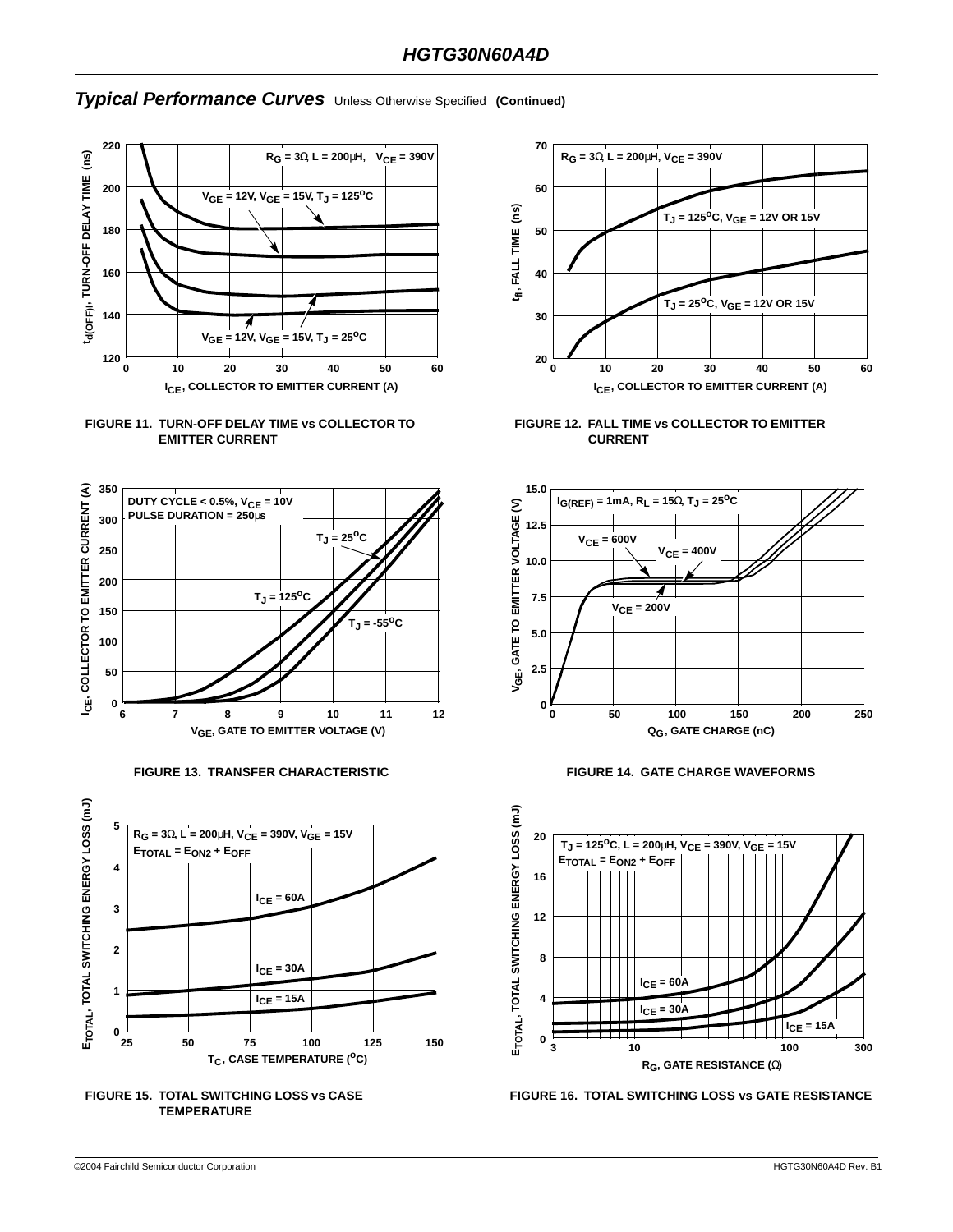## *Typical Performance Curves* Unless Otherwise Specified **(Continued)**

$R_G = 3\Omega$, $L = 200\mu H$, $V_{CE} = 390V$

$V_{GE} = 12V$, $V_{GE} = 15V$, $T_J = 125^oC$

$V_{GE} = 12V$, $V_{GE} = 15V$, $T_J = 25^oC$

$t_{d(OFF)I}$, TURN-OFF DELAY TIME (ns)

$I_{CE}$, COLLECTOR TO EMITTER CURRENT (A)

**FIGURE 11. TURN-OFF DELAY TIME vs COLLECTOR TO EMITTER CURRENT**

$R_G = 3\Omega$, $L = 200\mu H$, $V_{CE} = 390V$

$T_J = 125^oC$, $V_{GE} = 12V$ OR $15V$

$T_J = 25^oC$, $V_{GE} = 12V$ OR $15V$

$t_{fI}$, FALL TIME (ns)

$I_{CE}$, COLLECTOR TO EMITTER CURRENT (A)

**FIGURE 12. FALL TIME vs COLLECTOR TO EMITTER CURRENT**

DUTY CYCLE < 0.5%, $V_{CE} = 10V$
PULSE DURATION = 250µs

$T_J = 25^oC$

$T_J = 125^oC$

$T_J = -55^oC$

$I_{CE}$, COLLECTOR TO EMITTER CURRENT (A)

$V_{GE}$, GATE TO EMITTER VOLTAGE (V)

**FIGURE 13. TRANSFER CHARACTERISTIC**

$I_{G(REF)} = 1mA$, $R_L = 15\Omega$, $T_J = 25^oC$

$V_{CE} = 600V$

$V_{CE} = 400V$

$V_{CE} = 200V$

$V_{GE}$, GATE TO EMITTER VOLTAGE (V)

$Q_G$, GATE CHARGE (nC)

**FIGURE 14. GATE CHARGE WAVEFORMS**

$R_G = 3\Omega$, $L = 200\mu H$, $V_{CE} = 390V$, $V_{GE} = 15V$
$E_{TOTAL} = E_{ON2} + E_{OFF}$

$I_{CE} = 60A$

$I_{CE} = 30A$

$I_{CE} = 15A$

$E_{TOTAL}$, TOTAL SWITCHING ENERGY LOSS (mJ)

$T_C$, CASE TEMPERATURE ($^oC$)

**FIGURE 15. TOTAL SWITCHING LOSS vs CASE TEMPERATURE**

$T_J = 125^oC$, $L = 200\mu H$, $V_{CE} = 390V$, $V_{GE} = 15V$
$E_{TOTAL} = E_{ON2} + E_{OFF}$

$I_{CE} = 60A$

$I_{CE} = 30A$

$I_{CE} = 15A$

$E_{TOTAL}$, TOTAL SWITCHING ENERGY LOSS (mJ)

$R_G$, GATE RESISTANCE ($\Omega$)

**FIGURE 16. TOTAL SWITCHING LOSS vs GATE RESISTANCE**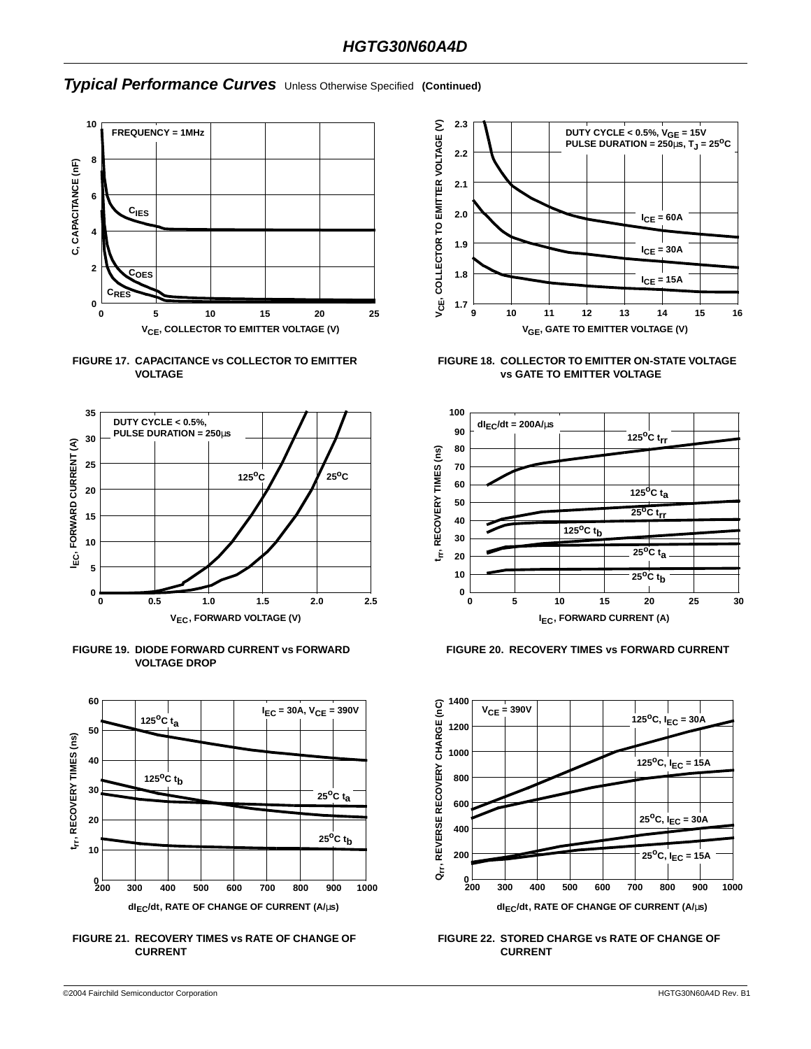## *Typical Performance Curves* Unless Otherwise Specified **(Continued)**

FIGURE 17. CAPACITANCE vs COLLECTOR TO EMITTER VOLTAGE

FIGURE 18. COLLECTOR TO EMITTER ON-STATE VOLTAGE vs GATE TO EMITTER VOLTAGE

FIGURE 19. DIODE FORWARD CURRENT vs FORWARD VOLTAGE DROP

FIGURE 20. RECOVERY TIMES vs FORWARD CURRENT

FIGURE 21. RECOVERY TIMES vs RATE OF CHANGE OF CURRENT

FIGURE 22. STORED CHARGE vs RATE OF CHANGE OF CURRENT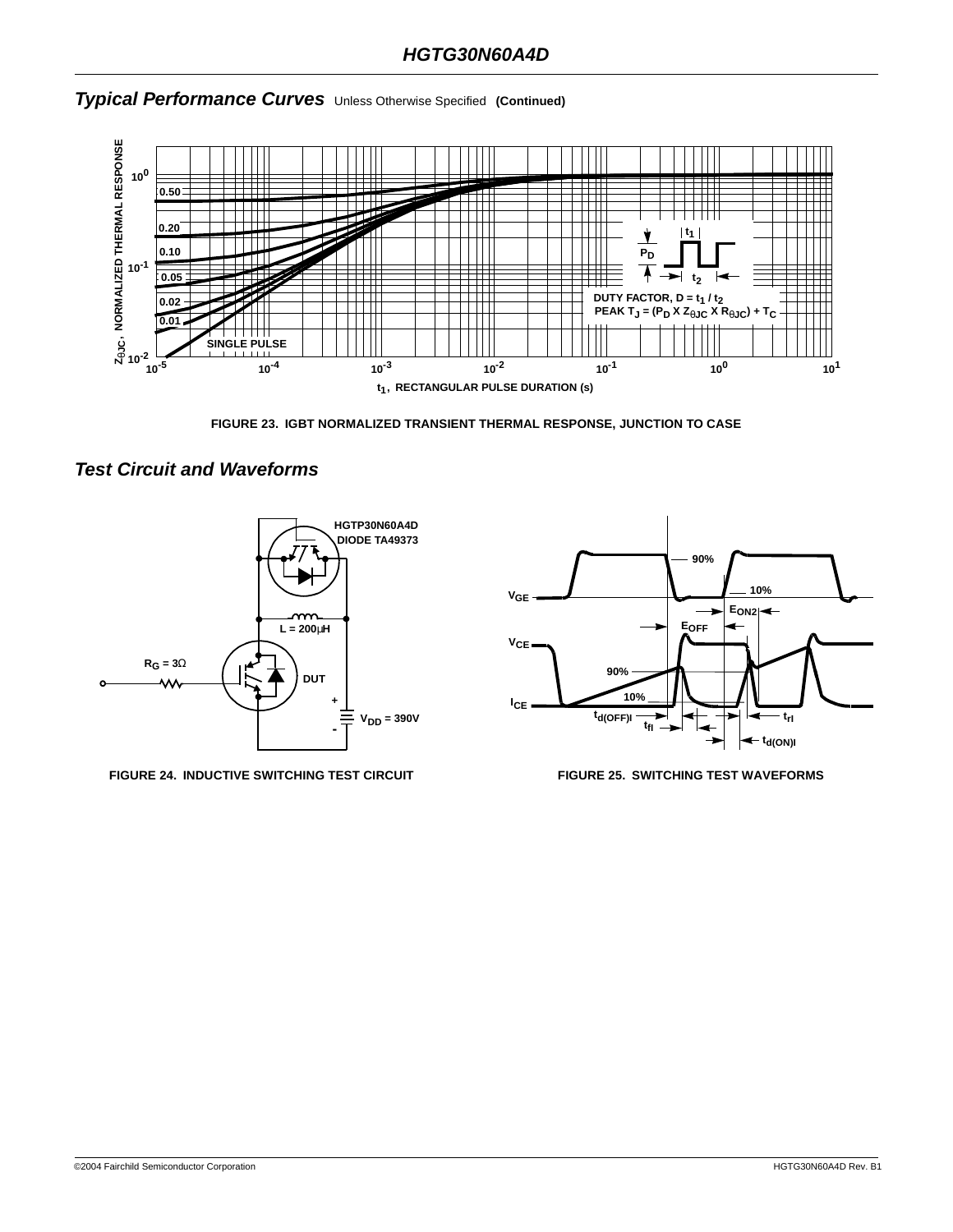## *Typical Performance Curves* Unless Otherwise Specified **(Continued)**

FIGURE 23. IGBT NORMALIZED TRANSIENT THERMAL RESPONSE, JUNCTION TO CASE

## *Test Circuit and Waveforms*

FIGURE 24. INDUCTIVE SWITCHING TEST CIRCUIT

FIGURE 25. SWITCHING TEST WAVEFORMS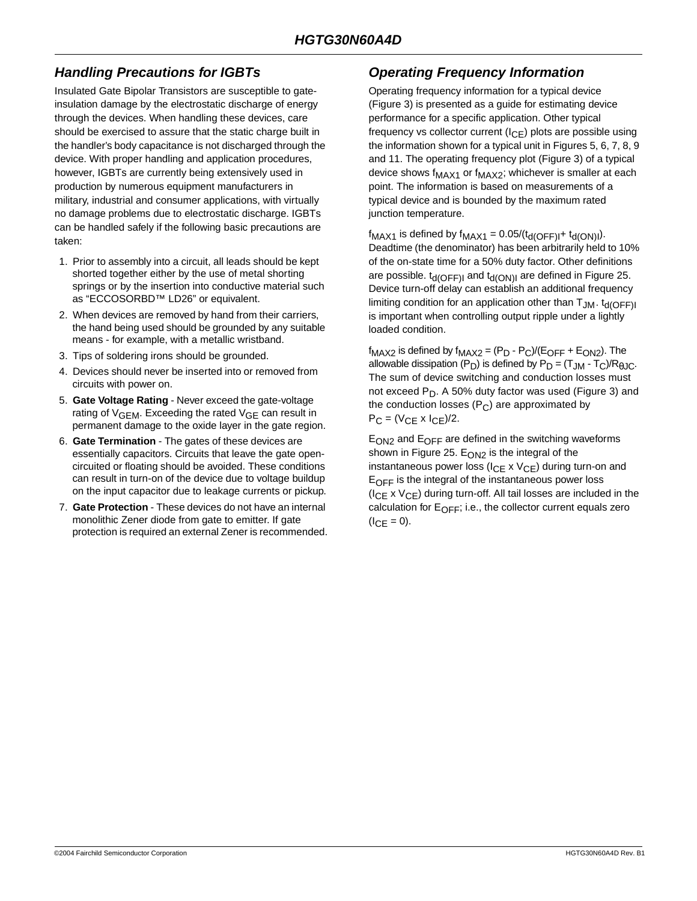## Handling Precautions for IGBTs

Insulated Gate Bipolar Transistors are susceptible to gate-insulation damage by the electrostatic discharge of energy through the devices. When handling these devices, care should be exercised to assure that the static charge built in the handler's body capacitance is not discharged through the device. With proper handling and application procedures, however, IGBTs are currently being extensively used in production by numerous equipment manufacturers in military, industrial and consumer applications, with virtually no damage problems due to electrostatic discharge. IGBTs can be handled safely if the following basic precautions are taken:

1. Prior to assembly into a circuit, all leads should be kept shorted together either by the use of metal shorting springs or by the insertion into conductive material such as "ECCOSORBD™ LD26" or equivalent.
2. When devices are removed by hand from their carriers, the hand being used should be grounded by any suitable means - for example, with a metallic wristband.
3. Tips of soldering irons should be grounded.
4. Devices should never be inserted into or removed from circuits with power on.
5. **Gate Voltage Rating** - Never exceed the gate-voltage rating of $V_{GEM}$. Exceeding the rated $V_{GE}$ can result in permanent damage to the oxide layer in the gate region.
6. **Gate Termination** - The gates of these devices are essentially capacitors. Circuits that leave the gate open-circuited or floating should be avoided. These conditions can result in turn-on of the device due to voltage buildup on the input capacitor due to leakage currents or pickup.
7. **Gate Protection** - These devices do not have an internal monolithic Zener diode from gate to emitter. If gate protection is required an external Zener is recommended.

## Operating Frequency Information

Operating frequency information for a typical device (Figure 3) is presented as a guide for estimating device performance for a specific application. Other typical frequency vs collector current ($I_{CE}$) plots are possible using the information shown for a typical unit in Figures 5, 6, 7, 8, 9 and 11. The operating frequency plot (Figure 3) of a typical device shows $f_{MAX1}$ or $f_{MAX2}$; whichever is smaller at each point. The information is based on measurements of a typical device and is bounded by the maximum rated junction temperature.

$f_{MAX1}$ is defined by $f_{MAX1} = 0.05/(t_{d(OFF)I} + t_{d(ON)I})$. Deadtime (the denominator) has been arbitrarily held to 10% of the on-state time for a 50% duty factor. Other definitions are possible. $t_{d(OFF)I}$ and $t_{d(ON)I}$ are defined in Figure 25. Device turn-off delay can establish an additional frequency limiting condition for an application other than $T_{JM}$. $t_{d(OFF)I}$ is important when controlling output ripple under a lightly loaded condition.

$f_{MAX2}$ is defined by $f_{MAX2} = (P_D - P_C)/(E_{OFF} + E_{ON2})$. The allowable dissipation ($P_D$) is defined by $P_D = (T_{JM} - T_C)/R_{\theta JC}$. The sum of device switching and conduction losses must not exceed $P_D$. A 50% duty factor was used (Figure 3) and the conduction losses ($P_C$) are approximated by $P_C = (V_{CE} \times I_{CE})/2$.

$E_{ON2}$ and $E_{OFF}$ are defined in the switching waveforms shown in Figure 25. $E_{ON2}$ is the integral of the instantaneous power loss ($I_{CE} \times V_{CE}$) during turn-on and $E_{OFF}$ is the integral of the instantaneous power loss ($I_{CE} \times V_{CE}$) during turn-off. All tail losses are included in the calculation for $E_{OFF}$; i.e., the collector current equals zero ($I_{CE} = 0$).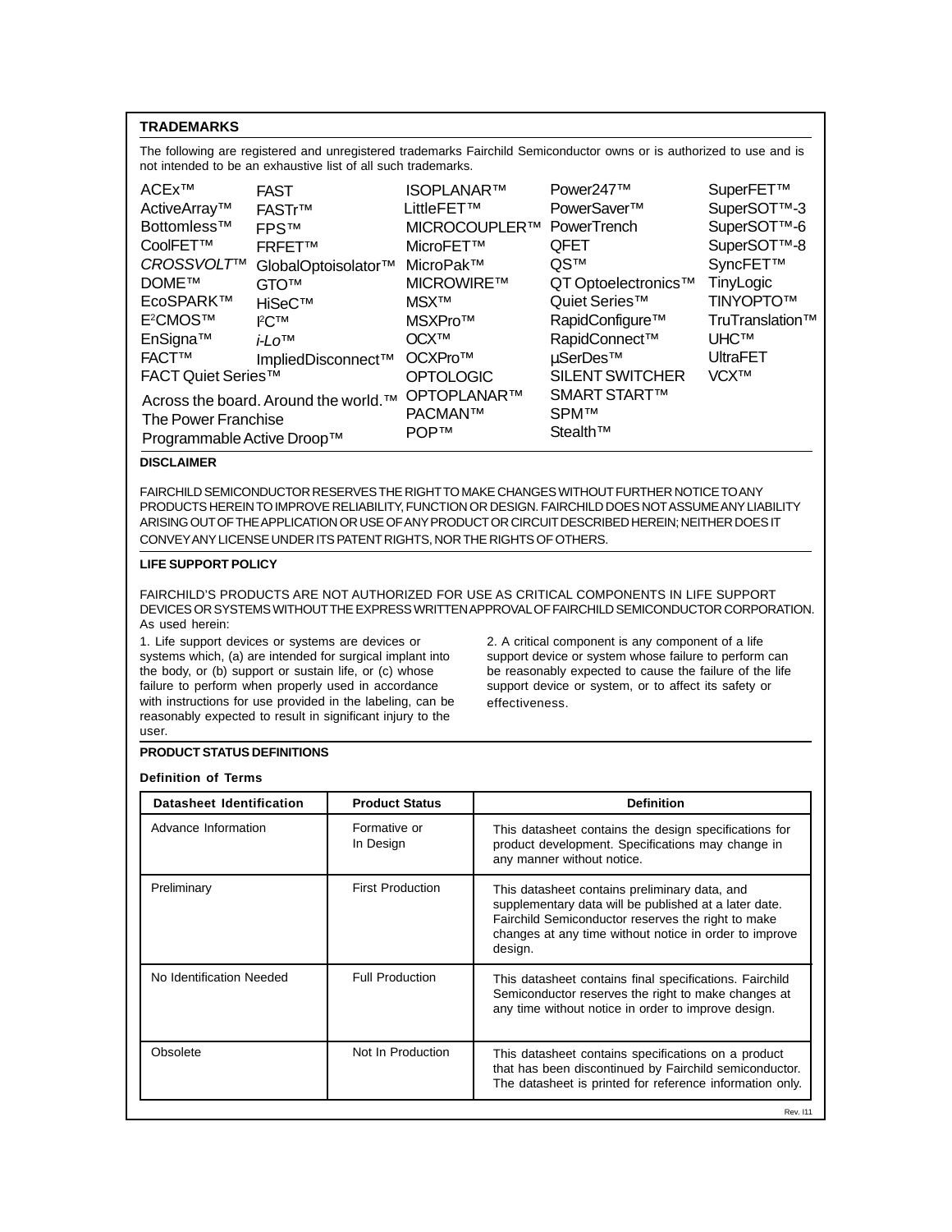## TRADEMARKS

The following are registered and unregistered trademarks Fairchild Semiconductor owns or is authorized to use and is not intended to be an exhaustive list of all such trademarks.

ACEx™
ActiveArray™
Bottomless™
CoolFET™
*CROSSVOLT*™
DOME™
EcoSPARK™
$E^2$CMOS™
EnSigna™
FACT™
FACT Quiet Series™
Across the board. Around the world.™
The Power Franchise
Programmable Active Droop™
FAST
FASTr™
FPS™
FRFET™
GlobalOptoisolator™
GTO™
HiSeC™
$I^2$C™
*i-Lo*™
ImpliedDisconnect™
ISOPLANAR™
LittleFET™
MICROCOUPLER™
MicroFET™
MicroPak™
MICROWIRE™
MSX™
MSXPro™
OCX™
OCXPro™
OPTOLOGIC
OPTOPLANAR™
PACMAN™
POP™
Power247™
PowerSaver™
PowerTrench
QFET
QS™
QT Optoelectronics™
Quiet Series™
RapidConfigure™
RapidConnect™
µSerDes™
SILENT SWITCHER
SMART START™
SPM™
Stealth™
SuperFET™
SuperSOT™-3
SuperSOT™-6
SuperSOT™-8
SyncFET™
TinyLogic
TINYOPTO™
TruTranslation™
UHC™
UltraFET
VCX™

## DISCLAIMER

FAIRCHILD SEMICONDUCTOR RESERVES THE RIGHT TO MAKE CHANGES WITHOUT FURTHER NOTICE TO ANY PRODUCTS HEREIN TO IMPROVE RELIABILITY, FUNCTION OR DESIGN. FAIRCHILD DOES NOT ASSUME ANY LIABILITY ARISING OUT OF THE APPLICATION OR USE OF ANY PRODUCT OR CIRCUIT DESCRIBED HEREIN; NEITHER DOES IT CONVEY ANY LICENSE UNDER ITS PATENT RIGHTS, NOR THE RIGHTS OF OTHERS.

## LIFE SUPPORT POLICY

FAIRCHILD'S PRODUCTS ARE NOT AUTHORIZED FOR USE AS CRITICAL COMPONENTS IN LIFE SUPPORT DEVICES OR SYSTEMS WITHOUT THE EXPRESS WRITTEN APPROVAL OF FAIRCHILD SEMICONDUCTOR CORPORATION. As used herein:

1. Life support devices or systems are devices or systems which, (a) are intended for surgical implant into the body, or (b) support or sustain life, or (c) whose failure to perform when properly used in accordance with instructions for use provided in the labeling, can be reasonably expected to result in significant injury to the user.

2. A critical component is any component of a life support device or system whose failure to perform can be reasonably expected to cause the failure of the life support device or system, or to affect its safety or effectiveness.

## PRODUCT STATUS DEFINITIONS

### Definition of Terms

| Datasheet Identification | Product Status | Definition |
|---|---|---|
| Advance Information | Formative or In Design | This datasheet contains the design specifications for product development. Specifications may change in any manner without notice. |
| Preliminary | First Production | This datasheet contains preliminary data, and supplementary data will be published at a later date. Fairchild Semiconductor reserves the right to make changes at any time without notice in order to improve design. |
| No Identification Needed | Full Production | This datasheet contains final specifications. Fairchild Semiconductor reserves the right to make changes at any time without notice in order to improve design. |
| Obsolete | Not In Production | This datasheet contains specifications on a product that has been discontinued by Fairchild semiconductor. The datasheet is printed for reference information only. |

Rev. I11